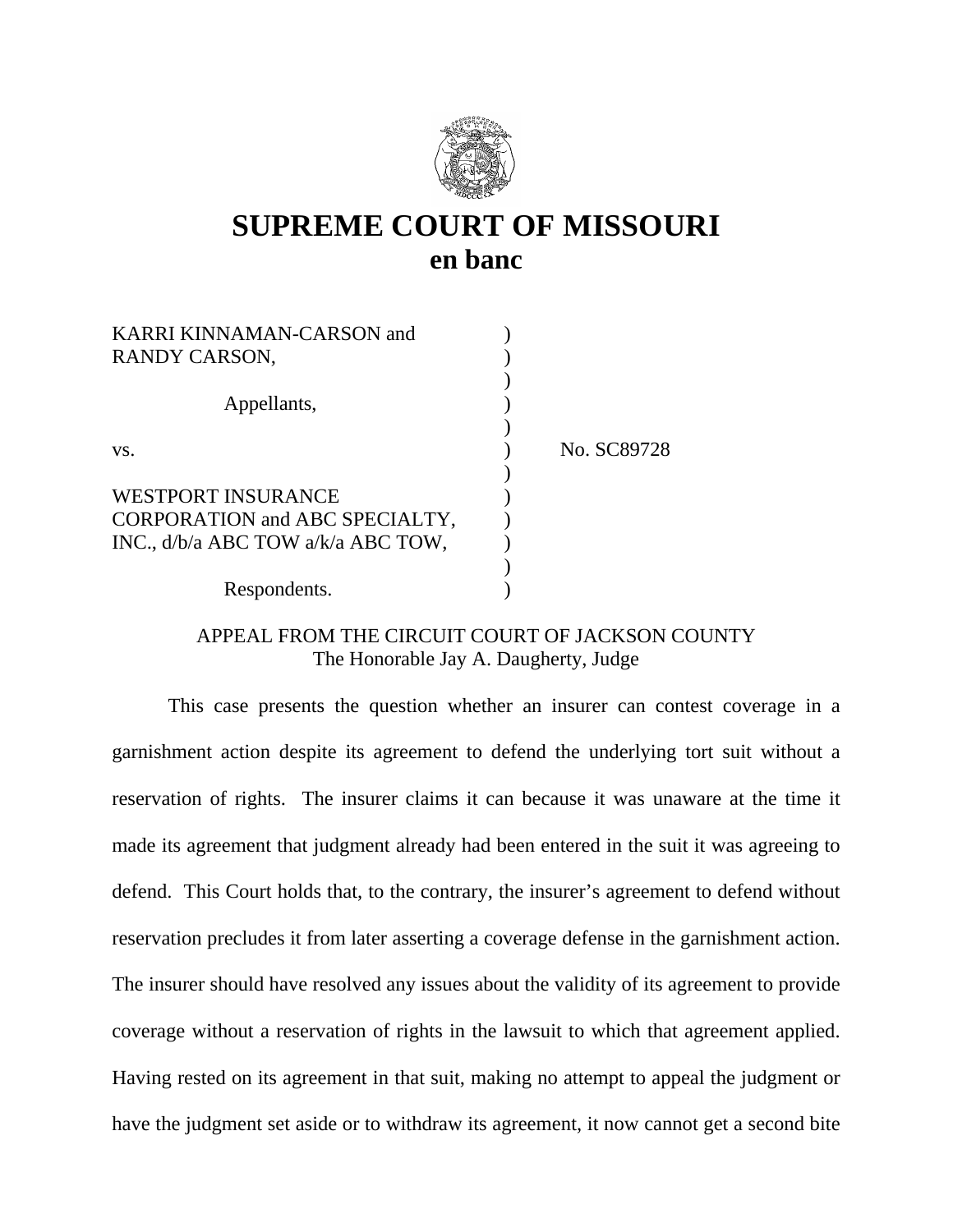# SUPREME COURT OF MISSOURI
## en banc

| | | |
|---|---|---|
| KARRI KINNAMAN-CARSON and RANDY CARSON, | ) | |
| Appellants, | ) | |
| vs. | ) | No. SC89728 |
| WESTPORT INSURANCE CORPORATION and ABC SPECIALTY, INC., d/b/a ABC TOW a/k/a ABC TOW, | ) | |
| Respondents. | ) | |

APPEAL FROM THE CIRCUIT COURT OF JACKSON COUNTY
The Honorable Jay A. Daugherty, Judge

This case presents the question whether an insurer can contest coverage in a garnishment action despite its agreement to defend the underlying tort suit without a reservation of rights. The insurer claims it can because it was unaware at the time it made its agreement that judgment already had been entered in the suit it was agreeing to defend. This Court holds that, to the contrary, the insurer's agreement to defend without reservation precludes it from later asserting a coverage defense in the garnishment action. The insurer should have resolved any issues about the validity of its agreement to provide coverage without a reservation of rights in the lawsuit to which that agreement applied. Having rested on its agreement in that suit, making no attempt to appeal the judgment or have the judgment set aside or to withdraw its agreement, it now cannot get a second bite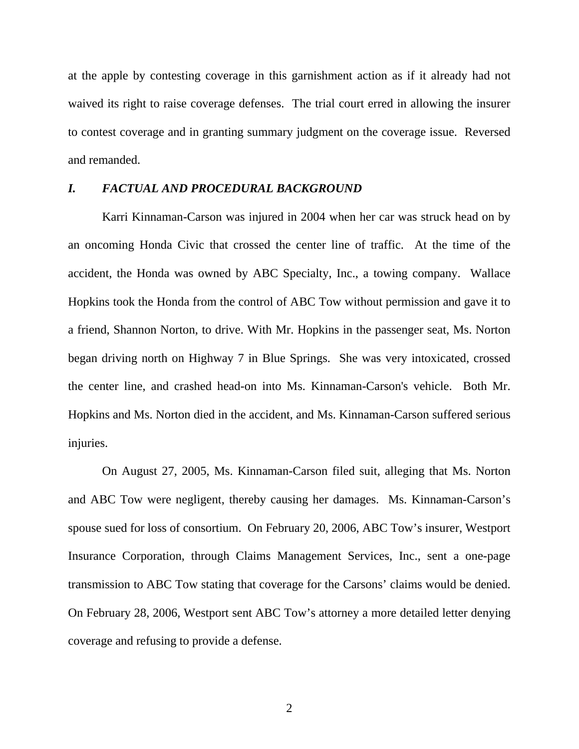at the apple by contesting coverage in this garnishment action as if it already had not waived its right to raise coverage defenses. The trial court erred in allowing the insurer to contest coverage and in granting summary judgment on the coverage issue. Reversed and remanded.

## *I. FACTUAL AND PROCEDURAL BACKGROUND*

Karri Kinnaman-Carson was injured in 2004 when her car was struck head on by an oncoming Honda Civic that crossed the center line of traffic. At the time of the accident, the Honda was owned by ABC Specialty, Inc., a towing company. Wallace Hopkins took the Honda from the control of ABC Tow without permission and gave it to a friend, Shannon Norton, to drive. With Mr. Hopkins in the passenger seat, Ms. Norton began driving north on Highway 7 in Blue Springs. She was very intoxicated, crossed the center line, and crashed head-on into Ms. Kinnaman-Carson's vehicle. Both Mr. Hopkins and Ms. Norton died in the accident, and Ms. Kinnaman-Carson suffered serious injuries.

On August 27, 2005, Ms. Kinnaman-Carson filed suit, alleging that Ms. Norton and ABC Tow were negligent, thereby causing her damages. Ms. Kinnaman-Carson's spouse sued for loss of consortium. On February 20, 2006, ABC Tow's insurer, Westport Insurance Corporation, through Claims Management Services, Inc., sent a one-page transmission to ABC Tow stating that coverage for the Carsons' claims would be denied. On February 28, 2006, Westport sent ABC Tow's attorney a more detailed letter denying coverage and refusing to provide a defense.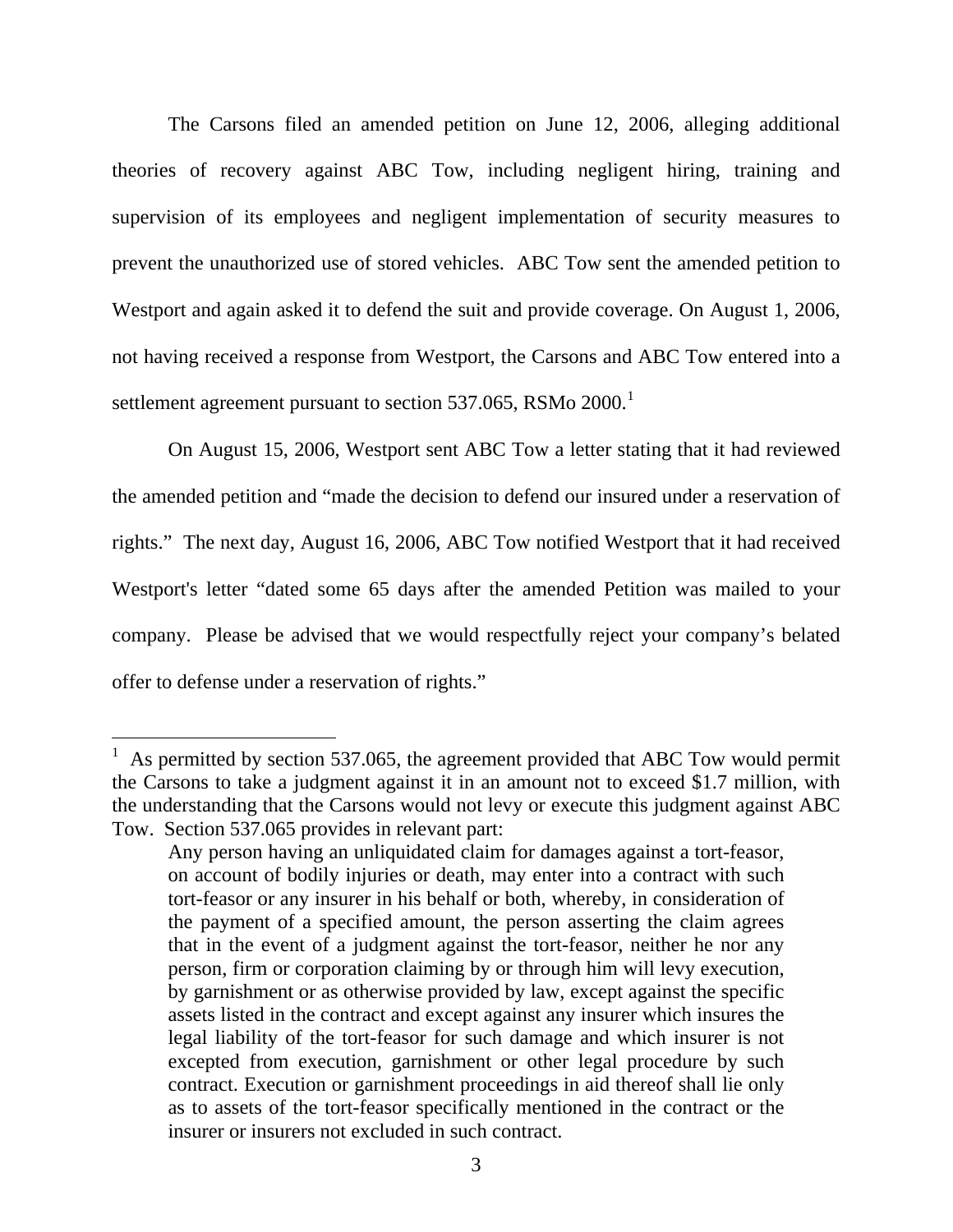The Carsons filed an amended petition on June 12, 2006, alleging additional theories of recovery against ABC Tow, including negligent hiring, training and supervision of its employees and negligent implementation of security measures to prevent the unauthorized use of stored vehicles. ABC Tow sent the amended petition to Westport and again asked it to defend the suit and provide coverage. On August 1, 2006, not having received a response from Westport, the Carsons and ABC Tow entered into a settlement agreement pursuant to section 537.065, RSMo 2000.[1]

On August 15, 2006, Westport sent ABC Tow a letter stating that it had reviewed the amended petition and "made the decision to defend our insured under a reservation of rights." The next day, August 16, 2006, ABC Tow notified Westport that it had received Westport's letter "dated some 65 days after the amended Petition was mailed to your company. Please be advised that we would respectfully reject your company's belated offer to defense under a reservation of rights."

---

[1] As permitted by section 537.065, the agreement provided that ABC Tow would permit the Carsons to take a judgment against it in an amount not to exceed $1.7 million, with the understanding that the Carsons would not levy or execute this judgment against ABC Tow. Section 537.065 provides in relevant part:

> Any person having an unliquidated claim for damages against a tort-feasor, on account of bodily injuries or death, may enter into a contract with such tort-feasor or any insurer in his behalf or both, whereby, in consideration of the payment of a specified amount, the person asserting the claim agrees that in the event of a judgment against the tort-feasor, neither he nor any person, firm or corporation claiming by or through him will levy execution, by garnishment or as otherwise provided by law, except against the specific assets listed in the contract and except against any insurer which insures the legal liability of the tort-feasor for such damage and which insurer is not excepted from execution, garnishment or other legal procedure by such contract. Execution or garnishment proceedings in aid thereof shall lie only as to assets of the tort-feasor specifically mentioned in the contract or the insurer or insurers not excluded in such contract.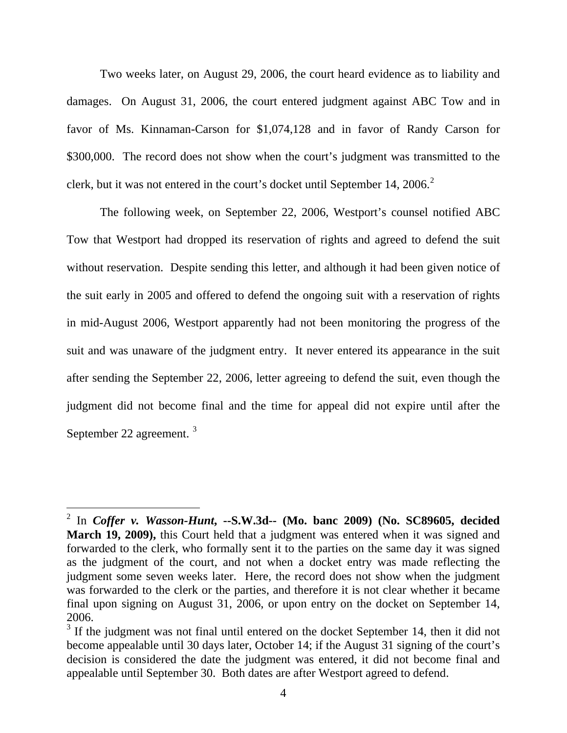Two weeks later, on August 29, 2006, the court heard evidence as to liability and damages. On August 31, 2006, the court entered judgment against ABC Tow and in favor of Ms. Kinnaman-Carson for $1,074,128 and in favor of Randy Carson for $300,000. The record does not show when the court's judgment was transmitted to the clerk, but it was not entered in the court's docket until September 14, 2006.[2]

The following week, on September 22, 2006, Westport's counsel notified ABC Tow that Westport had dropped its reservation of rights and agreed to defend the suit without reservation. Despite sending this letter, and although it had been given notice of the suit early in 2005 and offered to defend the ongoing suit with a reservation of rights in mid-August 2006, Westport apparently had not been monitoring the progress of the suit and was unaware of the judgment entry. It never entered its appearance in the suit after sending the September 22, 2006, letter agreeing to defend the suit, even though the judgment did not become final and the time for appeal did not expire until after the September 22 agreement. [3]

---

[2] In ***Coffer v. Wasson-Hunt*, --S.W.3d-- (Mo. banc 2009) (No. SC89605, decided March 19, 2009),** this Court held that a judgment was entered when it was signed and forwarded to the clerk, who formally sent it to the parties on the same day it was signed as the judgment of the court, and not when a docket entry was made reflecting the judgment some seven weeks later. Here, the record does not show when the judgment was forwarded to the clerk or the parties, and therefore it is not clear whether it became final upon signing on August 31, 2006, or upon entry on the docket on September 14, 2006.

[3] If the judgment was not final until entered on the docket September 14, then it did not become appealable until 30 days later, October 14; if the August 31 signing of the court's decision is considered the date the judgment was entered, it did not become final and appealable until September 30. Both dates are after Westport agreed to defend.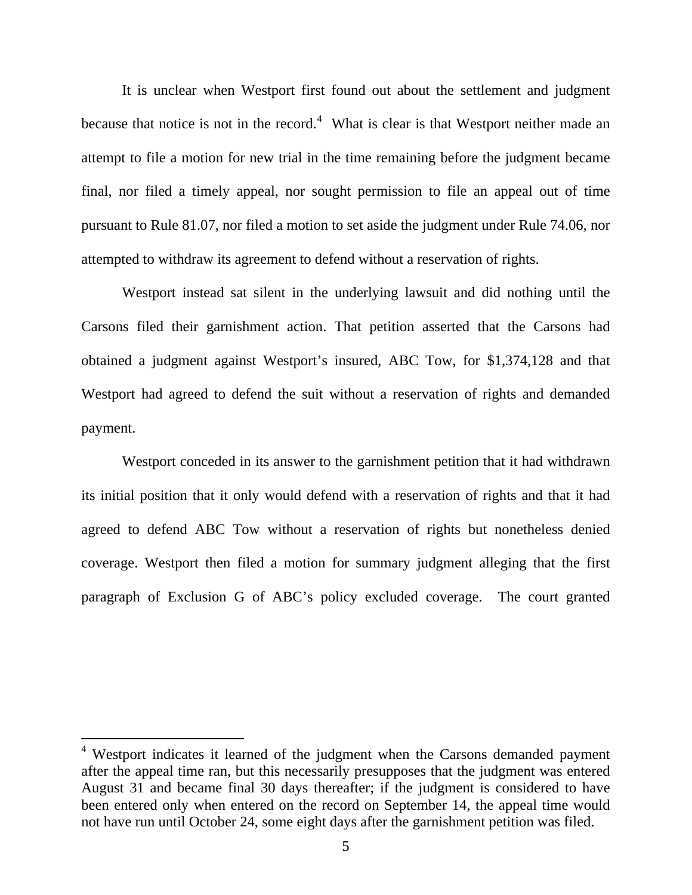It is unclear when Westport first found out about the settlement and judgment because that notice is not in the record.[4] What is clear is that Westport neither made an attempt to file a motion for new trial in the time remaining before the judgment became final, nor filed a timely appeal, nor sought permission to file an appeal out of time pursuant to Rule 81.07, nor filed a motion to set aside the judgment under Rule 74.06, nor attempted to withdraw its agreement to defend without a reservation of rights.

Westport instead sat silent in the underlying lawsuit and did nothing until the Carsons filed their garnishment action. That petition asserted that the Carsons had obtained a judgment against Westport's insured, ABC Tow, for $1,374,128 and that Westport had agreed to defend the suit without a reservation of rights and demanded payment.

Westport conceded in its answer to the garnishment petition that it had withdrawn its initial position that it only would defend with a reservation of rights and that it had agreed to defend ABC Tow without a reservation of rights but nonetheless denied coverage. Westport then filed a motion for summary judgment alleging that the first paragraph of Exclusion G of ABC's policy excluded coverage. The court granted

---

[4] Westport indicates it learned of the judgment when the Carsons demanded payment after the appeal time ran, but this necessarily presupposes that the judgment was entered August 31 and became final 30 days thereafter; if the judgment is considered to have been entered only when entered on the record on September 14, the appeal time would not have run until October 24, some eight days after the garnishment petition was filed.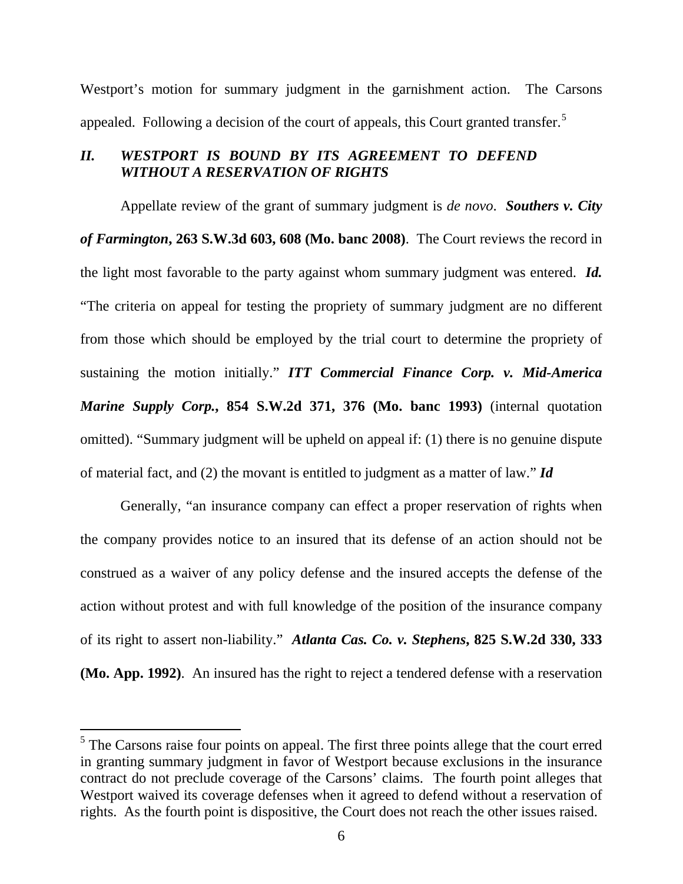Westport's motion for summary judgment in the garnishment action. The Carsons appealed. Following a decision of the court of appeals, this Court granted transfer.[5]

## *II. WESTPORT IS BOUND BY ITS AGREEMENT TO DEFEND WITHOUT A RESERVATION OF RIGHTS*

Appellate review of the grant of summary judgment is *de novo*. ***Southers v. City of Farmington*, 263 S.W.3d 603, 608 (Mo. banc 2008)**. The Court reviews the record in the light most favorable to the party against whom summary judgment was entered. ***Id.*** "The criteria on appeal for testing the propriety of summary judgment are no different from those which should be employed by the trial court to determine the propriety of sustaining the motion initially." ***ITT Commercial Finance Corp. v. Mid-America Marine Supply Corp.*, 854 S.W.2d 371, 376 (Mo. banc 1993)** (internal quotation omitted). "Summary judgment will be upheld on appeal if: (1) there is no genuine dispute of material fact, and (2) the movant is entitled to judgment as a matter of law." ***Id***

Generally, "an insurance company can effect a proper reservation of rights when the company provides notice to an insured that its defense of an action should not be construed as a waiver of any policy defense and the insured accepts the defense of the action without protest and with full knowledge of the position of the insurance company of its right to assert non-liability." ***Atlanta Cas. Co. v. Stephens*, 825 S.W.2d 330, 333 (Mo. App. 1992)**. An insured has the right to reject a tendered defense with a reservation

---

[5] The Carsons raise four points on appeal. The first three points allege that the court erred in granting summary judgment in favor of Westport because exclusions in the insurance contract do not preclude coverage of the Carsons' claims. The fourth point alleges that Westport waived its coverage defenses when it agreed to defend without a reservation of rights. As the fourth point is dispositive, the Court does not reach the other issues raised.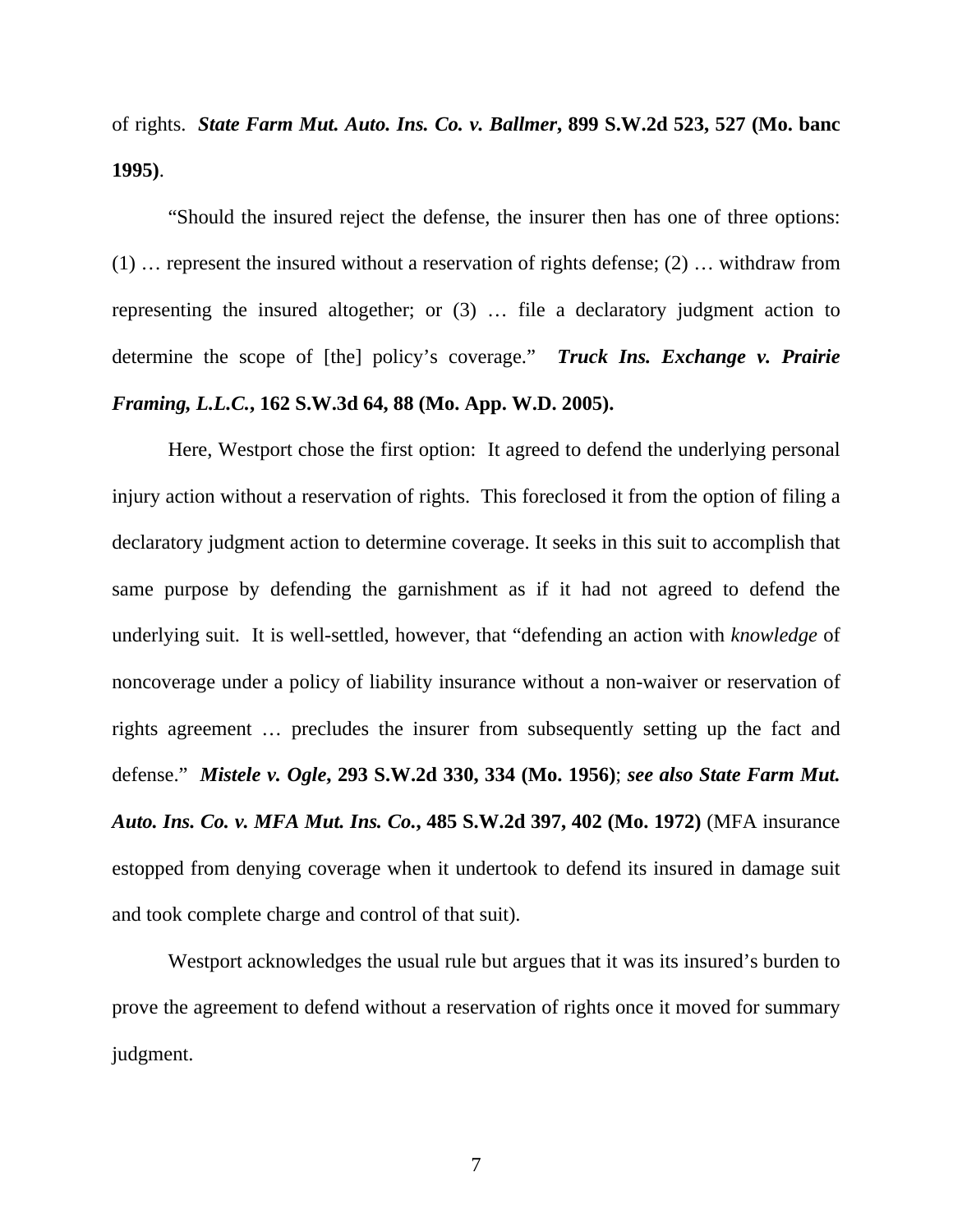of rights. ***State Farm Mut. Auto. Ins. Co. v. Ballmer*, 899 S.W.2d 523, 527 (Mo. banc 1995)**.

"Should the insured reject the defense, the insurer then has one of three options: (1) … represent the insured without a reservation of rights defense; (2) … withdraw from representing the insured altogether; or (3) … file a declaratory judgment action to determine the scope of [the] policy's coverage." ***Truck Ins. Exchange v. Prairie Framing, L.L.C.*, 162 S.W.3d 64, 88 (Mo. App. W.D. 2005).**

Here, Westport chose the first option: It agreed to defend the underlying personal injury action without a reservation of rights. This foreclosed it from the option of filing a declaratory judgment action to determine coverage. It seeks in this suit to accomplish that same purpose by defending the garnishment as if it had not agreed to defend the underlying suit. It is well-settled, however, that "defending an action with *knowledge* of noncoverage under a policy of liability insurance without a non-waiver or reservation of rights agreement … precludes the insurer from subsequently setting up the fact and defense." ***Mistele v. Ogle*, 293 S.W.2d 330, 334 (Mo. 1956)**; ***see also State Farm Mut. Auto. Ins. Co. v. MFA Mut. Ins. Co.*, 485 S.W.2d 397, 402 (Mo. 1972)** (MFA insurance estopped from denying coverage when it undertook to defend its insured in damage suit and took complete charge and control of that suit).

Westport acknowledges the usual rule but argues that it was its insured's burden to prove the agreement to defend without a reservation of rights once it moved for summary judgment.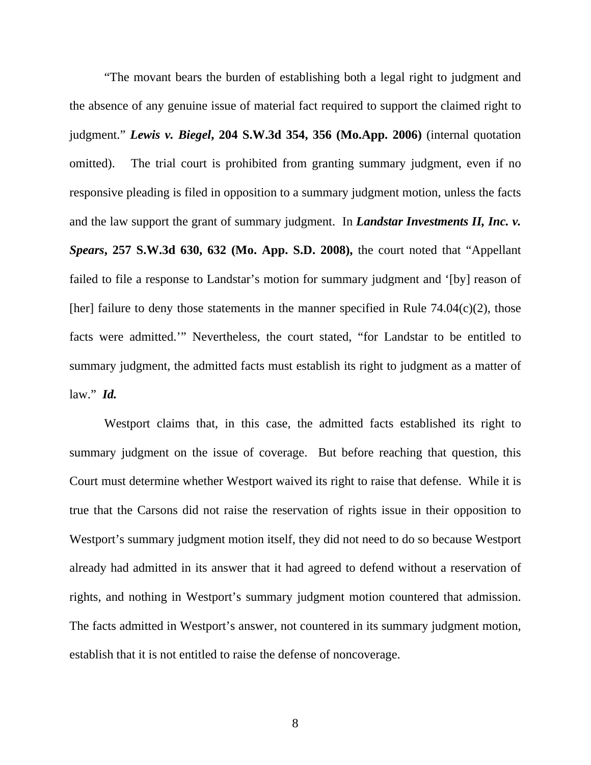"The movant bears the burden of establishing both a legal right to judgment and the absence of any genuine issue of material fact required to support the claimed right to judgment." ***Lewis v. Biegel*, 204 S.W.3d 354, 356 (Mo.App. 2006)** (internal quotation omitted). The trial court is prohibited from granting summary judgment, even if no responsive pleading is filed in opposition to a summary judgment motion, unless the facts and the law support the grant of summary judgment. In ***Landstar Investments II, Inc. v. Spears*, 257 S.W.3d 630, 632 (Mo. App. S.D. 2008),** the court noted that "Appellant failed to file a response to Landstar's motion for summary judgment and '[by] reason of [her] failure to deny those statements in the manner specified in Rule 74.04(c)(2), those facts were admitted.'" Nevertheless, the court stated, "for Landstar to be entitled to summary judgment, the admitted facts must establish its right to judgment as a matter of law." ***Id.***

Westport claims that, in this case, the admitted facts established its right to summary judgment on the issue of coverage. But before reaching that question, this Court must determine whether Westport waived its right to raise that defense. While it is true that the Carsons did not raise the reservation of rights issue in their opposition to Westport's summary judgment motion itself, they did not need to do so because Westport already had admitted in its answer that it had agreed to defend without a reservation of rights, and nothing in Westport's summary judgment motion countered that admission. The facts admitted in Westport's answer, not countered in its summary judgment motion, establish that it is not entitled to raise the defense of noncoverage.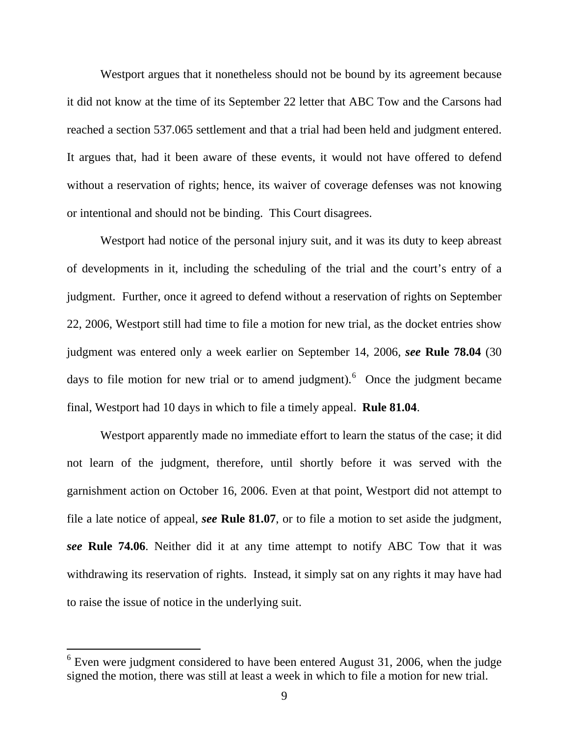Westport argues that it nonetheless should not be bound by its agreement because it did not know at the time of its September 22 letter that ABC Tow and the Carsons had reached a section 537.065 settlement and that a trial had been held and judgment entered. It argues that, had it been aware of these events, it would not have offered to defend without a reservation of rights; hence, its waiver of coverage defenses was not knowing or intentional and should not be binding. This Court disagrees.

Westport had notice of the personal injury suit, and it was its duty to keep abreast of developments in it, including the scheduling of the trial and the court's entry of a judgment. Further, once it agreed to defend without a reservation of rights on September 22, 2006, Westport still had time to file a motion for new trial, as the docket entries show judgment was entered only a week earlier on September 14, 2006, ***see*** **Rule 78.04** (30 days to file motion for new trial or to amend judgment).[6] Once the judgment became final, Westport had 10 days in which to file a timely appeal. **Rule 81.04**.

Westport apparently made no immediate effort to learn the status of the case; it did not learn of the judgment, therefore, until shortly before it was served with the garnishment action on October 16, 2006. Even at that point, Westport did not attempt to file a late notice of appeal, ***see*** **Rule 81.07**, or to file a motion to set aside the judgment, ***see*** **Rule 74.06**. Neither did it at any time attempt to notify ABC Tow that it was withdrawing its reservation of rights. Instead, it simply sat on any rights it may have had to raise the issue of notice in the underlying suit.

---

[6] Even were judgment considered to have been entered August 31, 2006, when the judge signed the motion, there was still at least a week in which to file a motion for new trial.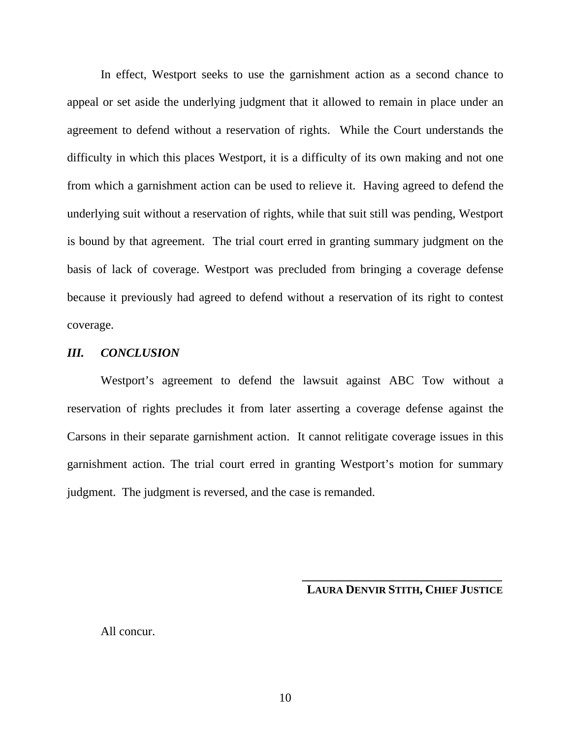In effect, Westport seeks to use the garnishment action as a second chance to appeal or set aside the underlying judgment that it allowed to remain in place under an agreement to defend without a reservation of rights. While the Court understands the difficulty in which this places Westport, it is a difficulty of its own making and not one from which a garnishment action can be used to relieve it. Having agreed to defend the underlying suit without a reservation of rights, while that suit still was pending, Westport is bound by that agreement. The trial court erred in granting summary judgment on the basis of lack of coverage. Westport was precluded from bringing a coverage defense because it previously had agreed to defend without a reservation of its right to contest coverage.

## *III. CONCLUSION*

Westport's agreement to defend the lawsuit against ABC Tow without a reservation of rights precludes it from later asserting a coverage defense against the Carsons in their separate garnishment action. It cannot relitigate coverage issues in this garnishment action. The trial court erred in granting Westport's motion for summary judgment. The judgment is reversed, and the case is remanded.

\_\_\_\_\_\_\_\_\_\_\_\_\_\_\_\_\_\_\_\_\_\_\_\_\_\_\_\_\_\_\_\_\_\_

**LAURA DENVIR STITH, CHIEF JUSTICE**

All concur.